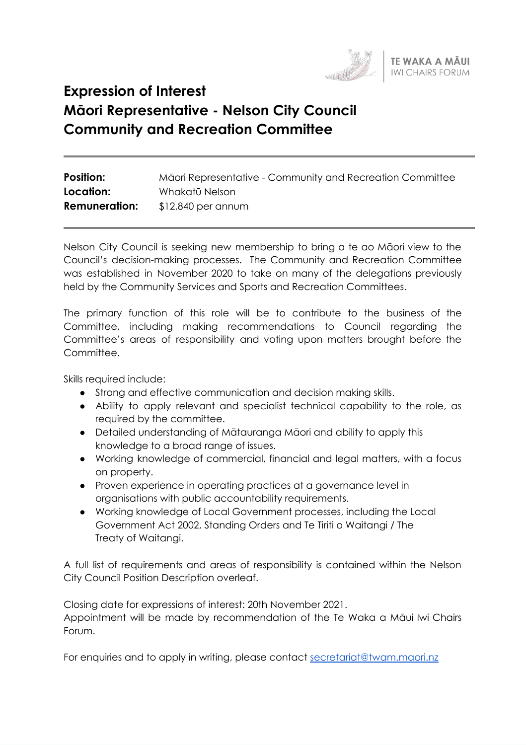TE WAKA A MĀUI
IWI CHAIRS FORUM

# Expression of Interest
# Māori Representative - Nelson City Council Community and Recreation Committee

---

**Position:** Māori Representative - Community and Recreation Committee
**Location:** Whakatū Nelson
**Remuneration:** $12,840 per annum

---

Nelson City Council is seeking new membership to bring a te ao Māori view to the Council's decision-making processes. The Community and Recreation Committee was established in November 2020 to take on many of the delegations previously held by the Community Services and Sports and Recreation Committees.

The primary function of this role will be to contribute to the business of the Committee, including making recommendations to Council regarding the Committee's areas of responsibility and voting upon matters brought before the Committee.

Skills required include:

- Strong and effective communication and decision making skills.
- Ability to apply relevant and specialist technical capability to the role, as required by the committee.
- Detailed understanding of Mātauranga Māori and ability to apply this knowledge to a broad range of issues.
- Working knowledge of commercial, financial and legal matters, with a focus on property.
- Proven experience in operating practices at a governance level in organisations with public accountability requirements.
- Working knowledge of Local Government processes, including the Local Government Act 2002, Standing Orders and Te Tiriti o Waitangi / The Treaty of Waitangi.

A full list of requirements and areas of responsibility is contained within the Nelson City Council Position Description overleaf.

Closing date for expressions of interest: 20th November 2021.
Appointment will be made by recommendation of the Te Waka a Māui Iwi Chairs Forum.

For enquiries and to apply in writing, please contact secretariat@twam.maori.nz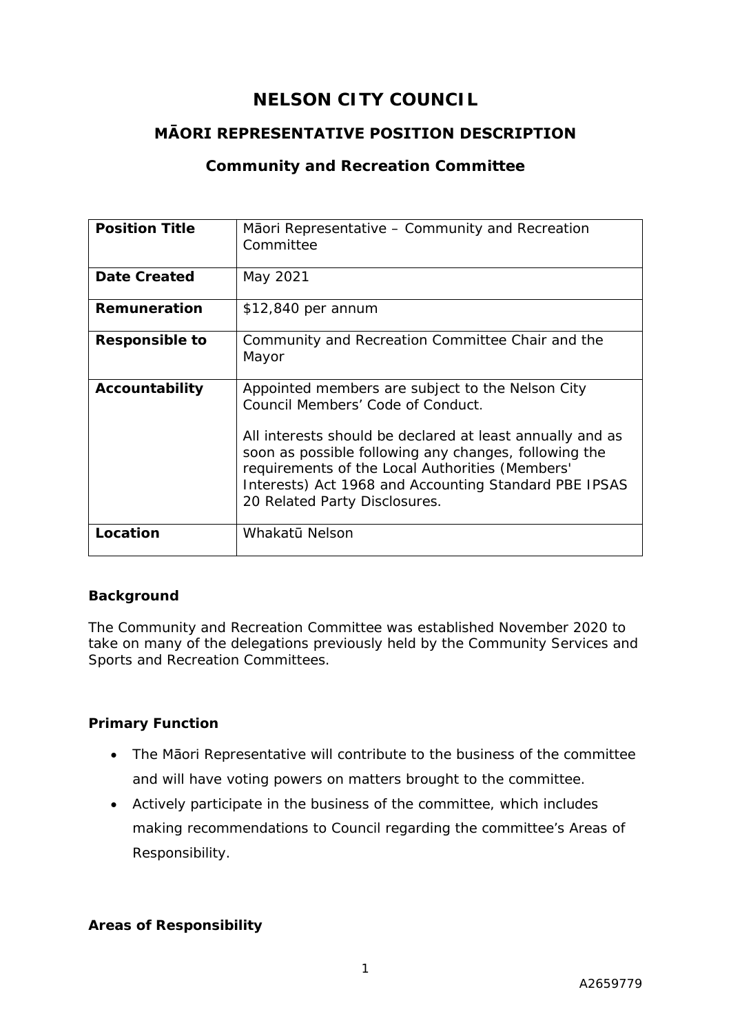# NELSON CITY COUNCIL

## MĀORI REPRESENTATIVE POSITION DESCRIPTION

### Community and Recreation Committee

| **Position Title** | Māori Representative – Community and Recreation Committee |
| --- | --- |
| **Date Created** | May 2021 |
| **Remuneration** | $12,840 per annum |
| **Responsible to** | Community and Recreation Committee Chair and the Mayor |
| **Accountability** | Appointed members are subject to the Nelson City Council Members' Code of Conduct.<br><br>All interests should be declared at least annually and as soon as possible following any changes, following the requirements of the Local Authorities (Members' Interests) Act 1968 and Accounting Standard PBE IPSAS 20 Related Party Disclosures. |
| **Location** | Whakatū Nelson |

**Background**

The Community and Recreation Committee was established November 2020 to take on many of the delegations previously held by the Community Services and Sports and Recreation Committees.

**Primary Function**

- The Māori Representative will contribute to the business of the committee and will have voting powers on matters brought to the committee.
- Actively participate in the business of the committee, which includes making recommendations to Council regarding the committee's Areas of Responsibility.

**Areas of Responsibility**

A2659779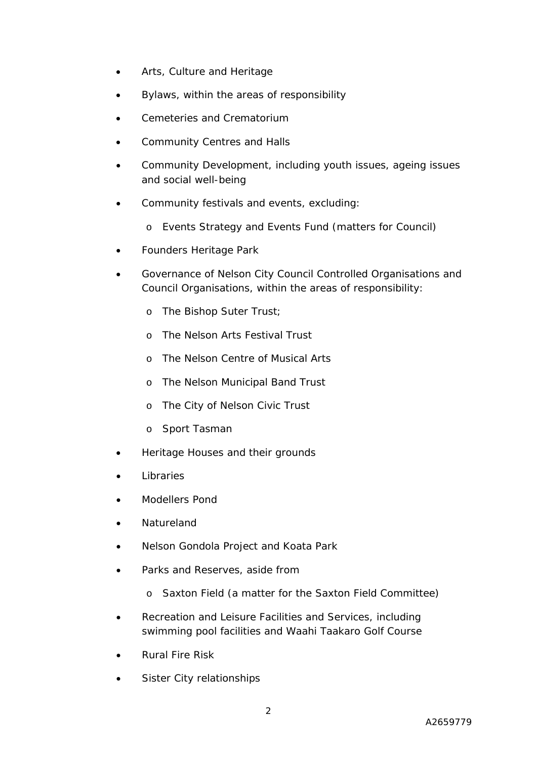- Arts, Culture and Heritage
- Bylaws, within the areas of responsibility
- Cemeteries and Crematorium
- Community Centres and Halls
- Community Development, including youth issues, ageing issues and social well-being
- Community festivals and events, excluding:
    - Events Strategy and Events Fund (matters for Council)
- Founders Heritage Park
- Governance of Nelson City Council Controlled Organisations and Council Organisations, within the areas of responsibility:
    - The Bishop Suter Trust;
    - The Nelson Arts Festival Trust
    - The Nelson Centre of Musical Arts
    - The Nelson Municipal Band Trust
    - The City of Nelson Civic Trust
    - Sport Tasman
- Heritage Houses and their grounds
- Libraries
- Modellers Pond
- Natureland
- Nelson Gondola Project and Koata Park
- Parks and Reserves, aside from
    - Saxton Field (a matter for the Saxton Field Committee)
- Recreation and Leisure Facilities and Services, including swimming pool facilities and Waahi Taakaro Golf Course
- Rural Fire Risk
- Sister City relationships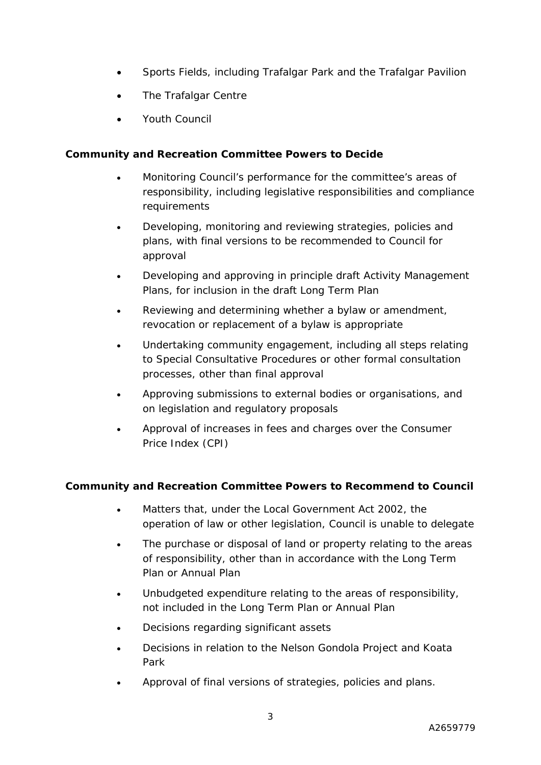- Sports Fields, including Trafalgar Park and the Trafalgar Pavilion
- The Trafalgar Centre
- Youth Council

**Community and Recreation Committee Powers to Decide**

- Monitoring Council's performance for the committee's areas of responsibility, including legislative responsibilities and compliance requirements
- Developing, monitoring and reviewing strategies, policies and plans, with final versions to be recommended to Council for approval
- Developing and approving in principle draft Activity Management Plans, for inclusion in the draft Long Term Plan
- Reviewing and determining whether a bylaw or amendment, revocation or replacement of a bylaw is appropriate
- Undertaking community engagement, including all steps relating to Special Consultative Procedures or other formal consultation processes, other than final approval
- Approving submissions to external bodies or organisations, and on legislation and regulatory proposals
- Approval of increases in fees and charges over the Consumer Price Index (CPI)

**Community and Recreation Committee Powers to Recommend to Council**

- Matters that, under the Local Government Act 2002, the operation of law or other legislation, Council is unable to delegate
- The purchase or disposal of land or property relating to the areas of responsibility, other than in accordance with the Long Term Plan or Annual Plan
- Unbudgeted expenditure relating to the areas of responsibility, not included in the Long Term Plan or Annual Plan
- Decisions regarding significant assets
- Decisions in relation to the Nelson Gondola Project and Koata Park
- Approval of final versions of strategies, policies and plans.

A2659779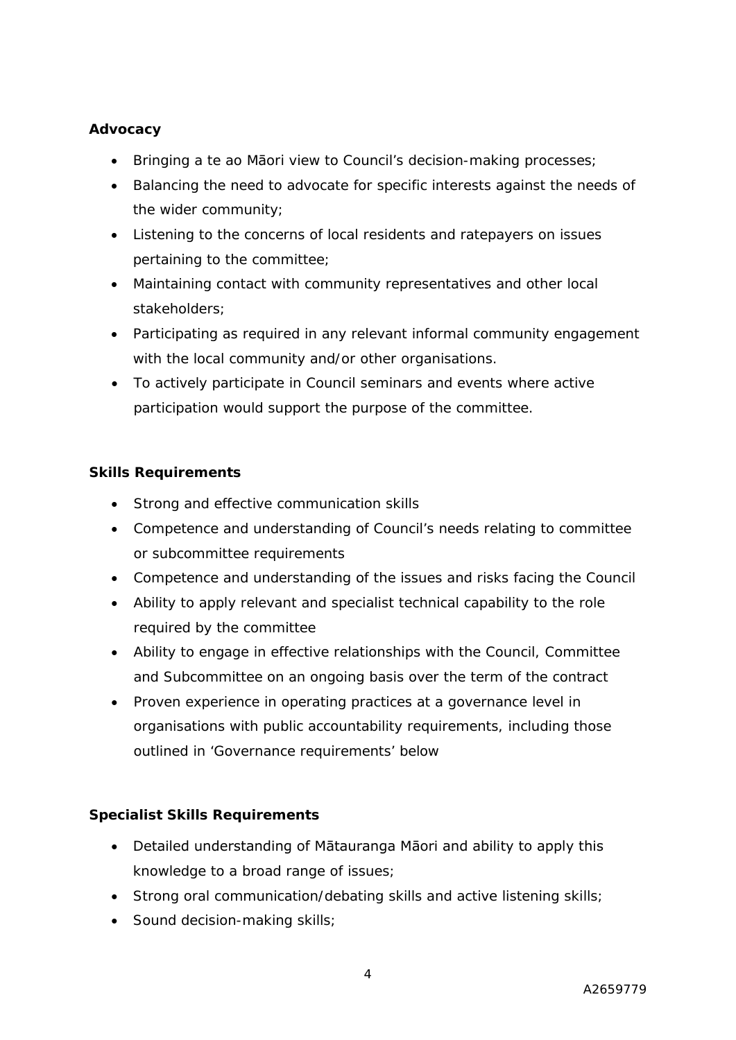**Advocacy**

- Bringing a te ao Māori view to Council's decision-making processes;
- Balancing the need to advocate for specific interests against the needs of the wider community;
- Listening to the concerns of local residents and ratepayers on issues pertaining to the committee;
- Maintaining contact with community representatives and other local stakeholders;
- Participating as required in any relevant informal community engagement with the local community and/or other organisations.
- To actively participate in Council seminars and events where active participation would support the purpose of the committee.

**Skills Requirements**

- Strong and effective communication skills
- Competence and understanding of Council's needs relating to committee or subcommittee requirements
- Competence and understanding of the issues and risks facing the Council
- Ability to apply relevant and specialist technical capability to the role required by the committee
- Ability to engage in effective relationships with the Council, Committee and Subcommittee on an ongoing basis over the term of the contract
- Proven experience in operating practices at a governance level in organisations with public accountability requirements, including those outlined in 'Governance requirements' below

**Specialist Skills Requirements**

- Detailed understanding of Mātauranga Māori and ability to apply this knowledge to a broad range of issues;
- Strong oral communication/debating skills and active listening skills;
- Sound decision-making skills;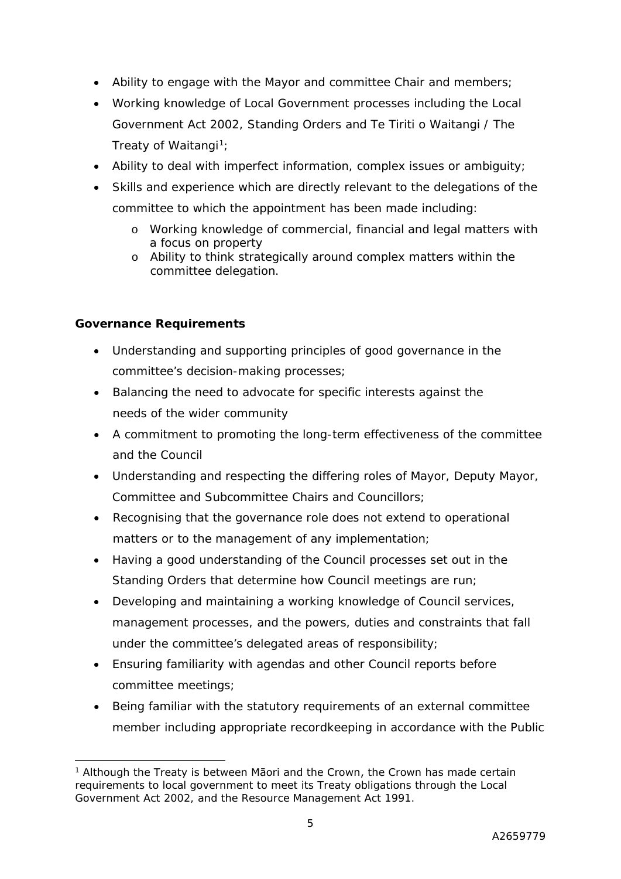- Ability to engage with the Mayor and committee Chair and members;
- Working knowledge of Local Government processes including the Local Government Act 2002, Standing Orders and Te Tiriti o Waitangi / The Treaty of Waitangi[1];
- Ability to deal with imperfect information, complex issues or ambiguity;
- Skills and experience which are directly relevant to the delegations of the committee to which the appointment has been made including:
  - Working knowledge of commercial, financial and legal matters with a focus on property
  - Ability to think strategically around complex matters within the committee delegation.

**Governance Requirements**

- Understanding and supporting principles of good governance in the committee's decision-making processes;
- Balancing the need to advocate for specific interests against the needs of the wider community
- A commitment to promoting the long-term effectiveness of the committee and the Council
- Understanding and respecting the differing roles of Mayor, Deputy Mayor, Committee and Subcommittee Chairs and Councillors;
- Recognising that the governance role does not extend to operational matters or to the management of any implementation;
- Having a good understanding of the Council processes set out in the Standing Orders that determine how Council meetings are run;
- Developing and maintaining a working knowledge of Council services, management processes, and the powers, duties and constraints that fall under the committee's delegated areas of responsibility;
- Ensuring familiarity with agendas and other Council reports before committee meetings;
- Being familiar with the statutory requirements of an external committee member including appropriate recordkeeping in accordance with the Public

[1] Although the Treaty is between Māori and the Crown, the Crown has made certain requirements to local government to meet its Treaty obligations through the Local Government Act 2002, and the Resource Management Act 1991.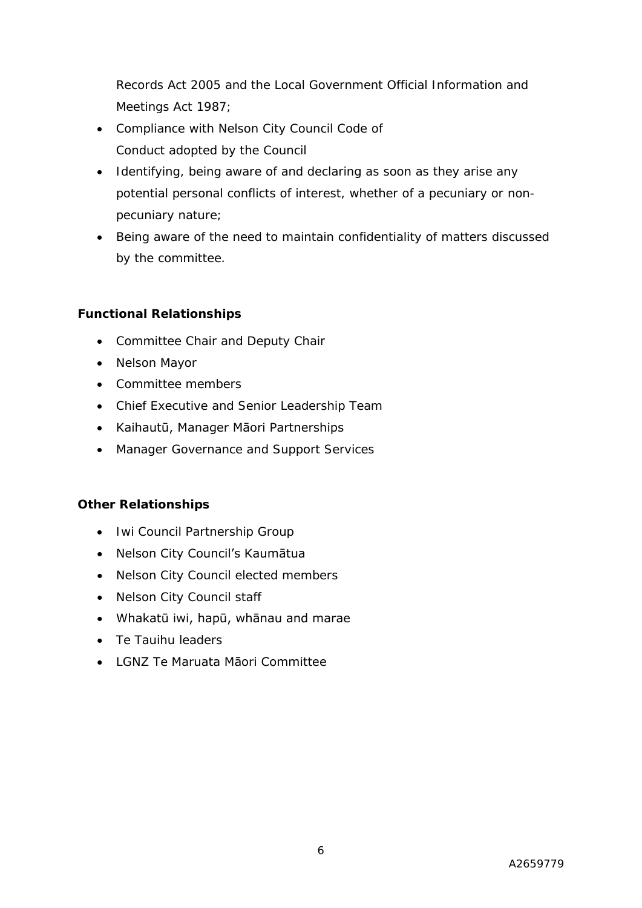Records Act 2005 and the Local Government Official Information and Meetings Act 1987;

- Compliance with Nelson City Council Code of Conduct adopted by the Council
- Identifying, being aware of and declaring as soon as they arise any potential personal conflicts of interest, whether of a pecuniary or non-pecuniary nature;
- Being aware of the need to maintain confidentiality of matters discussed by the committee.

**Functional Relationships**

- Committee Chair and Deputy Chair
- Nelson Mayor
- Committee members
- Chief Executive and Senior Leadership Team
- Kaihautū, Manager Māori Partnerships
- Manager Governance and Support Services

**Other Relationships**

- Iwi Council Partnership Group
- Nelson City Council's Kaumātua
- Nelson City Council elected members
- Nelson City Council staff
- Whakatū iwi, hapū, whānau and marae
- Te Tauihu leaders
- LGNZ Te Maruata Māori Committee

A2659779